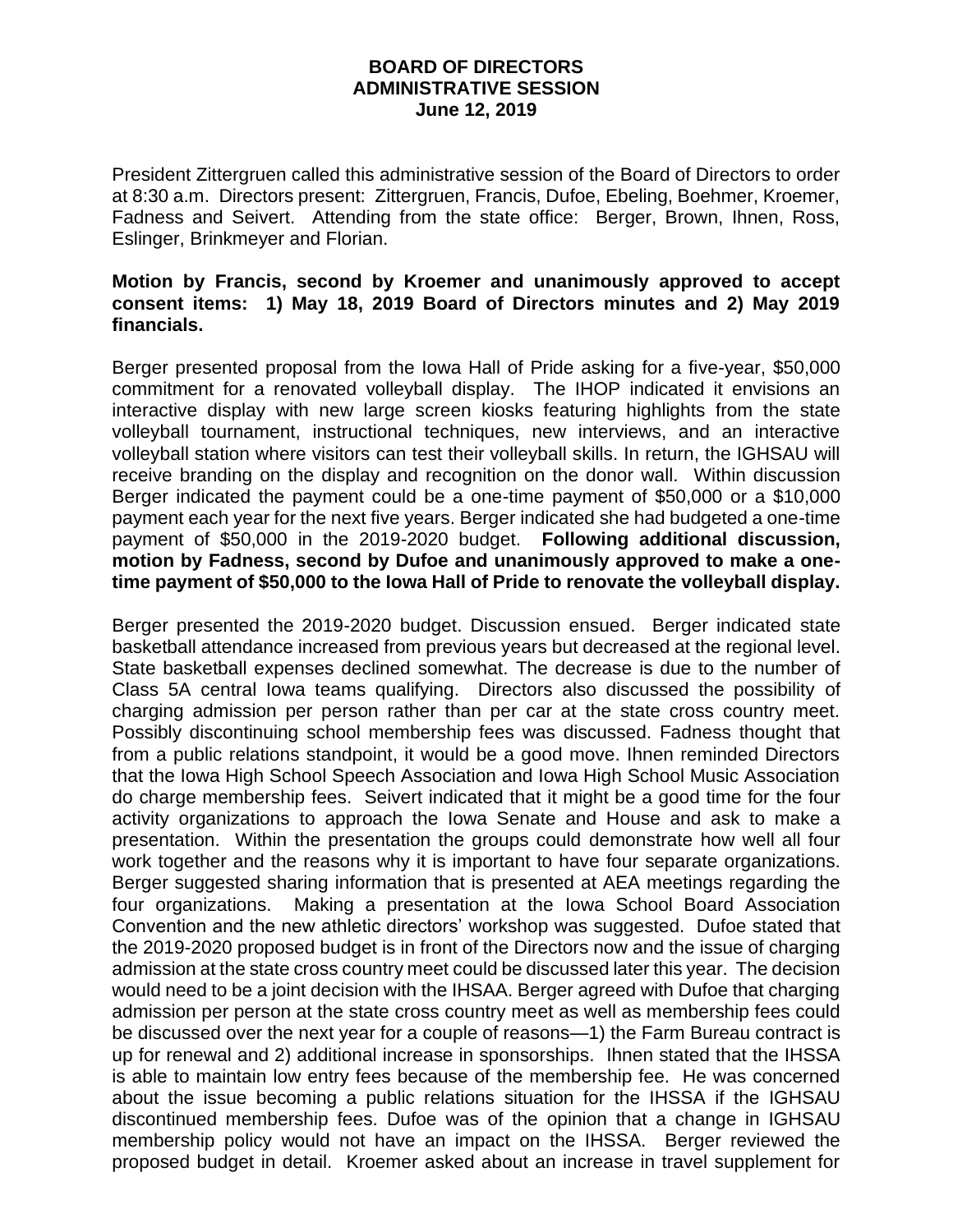**BOARD OF DIRECTORS**
**ADMINISTRATIVE SESSION**
**June 12, 2019**

President Zittergruen called this administrative session of the Board of Directors to order at 8:30 a.m. Directors present: Zittergruen, Francis, Dufoe, Ebeling, Boehmer, Kroemer, Fadness and Seivert. Attending from the state office: Berger, Brown, Ihnen, Ross, Eslinger, Brinkmeyer and Florian.

**Motion by Francis, second by Kroemer and unanimously approved to accept consent items: 1) May 18, 2019 Board of Directors minutes and 2) May 2019 financials.**

Berger presented proposal from the Iowa Hall of Pride asking for a five-year, $50,000 commitment for a renovated volleyball display. The IHOP indicated it envisions an interactive display with new large screen kiosks featuring highlights from the state volleyball tournament, instructional techniques, new interviews, and an interactive volleyball station where visitors can test their volleyball skills. In return, the IGHSAU will receive branding on the display and recognition on the donor wall. Within discussion Berger indicated the payment could be a one-time payment of $50,000 or a $10,000 payment each year for the next five years. Berger indicated she had budgeted a one-time payment of $50,000 in the 2019-2020 budget. **Following additional discussion, motion by Fadness, second by Dufoe and unanimously approved to make a one-time payment of $50,000 to the Iowa Hall of Pride to renovate the volleyball display.**

Berger presented the 2019-2020 budget. Discussion ensued. Berger indicated state basketball attendance increased from previous years but decreased at the regional level. State basketball expenses declined somewhat. The decrease is due to the number of Class 5A central Iowa teams qualifying. Directors also discussed the possibility of charging admission per person rather than per car at the state cross country meet. Possibly discontinuing school membership fees was discussed. Fadness thought that from a public relations standpoint, it would be a good move. Ihnen reminded Directors that the Iowa High School Speech Association and Iowa High School Music Association do charge membership fees. Seivert indicated that it might be a good time for the four activity organizations to approach the Iowa Senate and House and ask to make a presentation. Within the presentation the groups could demonstrate how well all four work together and the reasons why it is important to have four separate organizations. Berger suggested sharing information that is presented at AEA meetings regarding the four organizations. Making a presentation at the Iowa School Board Association Convention and the new athletic directors' workshop was suggested. Dufoe stated that the 2019-2020 proposed budget is in front of the Directors now and the issue of charging admission at the state cross country meet could be discussed later this year. The decision would need to be a joint decision with the IHSAA. Berger agreed with Dufoe that charging admission per person at the state cross country meet as well as membership fees could be discussed over the next year for a couple of reasons—1) the Farm Bureau contract is up for renewal and 2) additional increase in sponsorships. Ihnen stated that the IHSSA is able to maintain low entry fees because of the membership fee. He was concerned about the issue becoming a public relations situation for the IHSSA if the IGHSAU discontinued membership fees. Dufoe was of the opinion that a change in IGHSAU membership policy would not have an impact on the IHSSA. Berger reviewed the proposed budget in detail. Kroemer asked about an increase in travel supplement for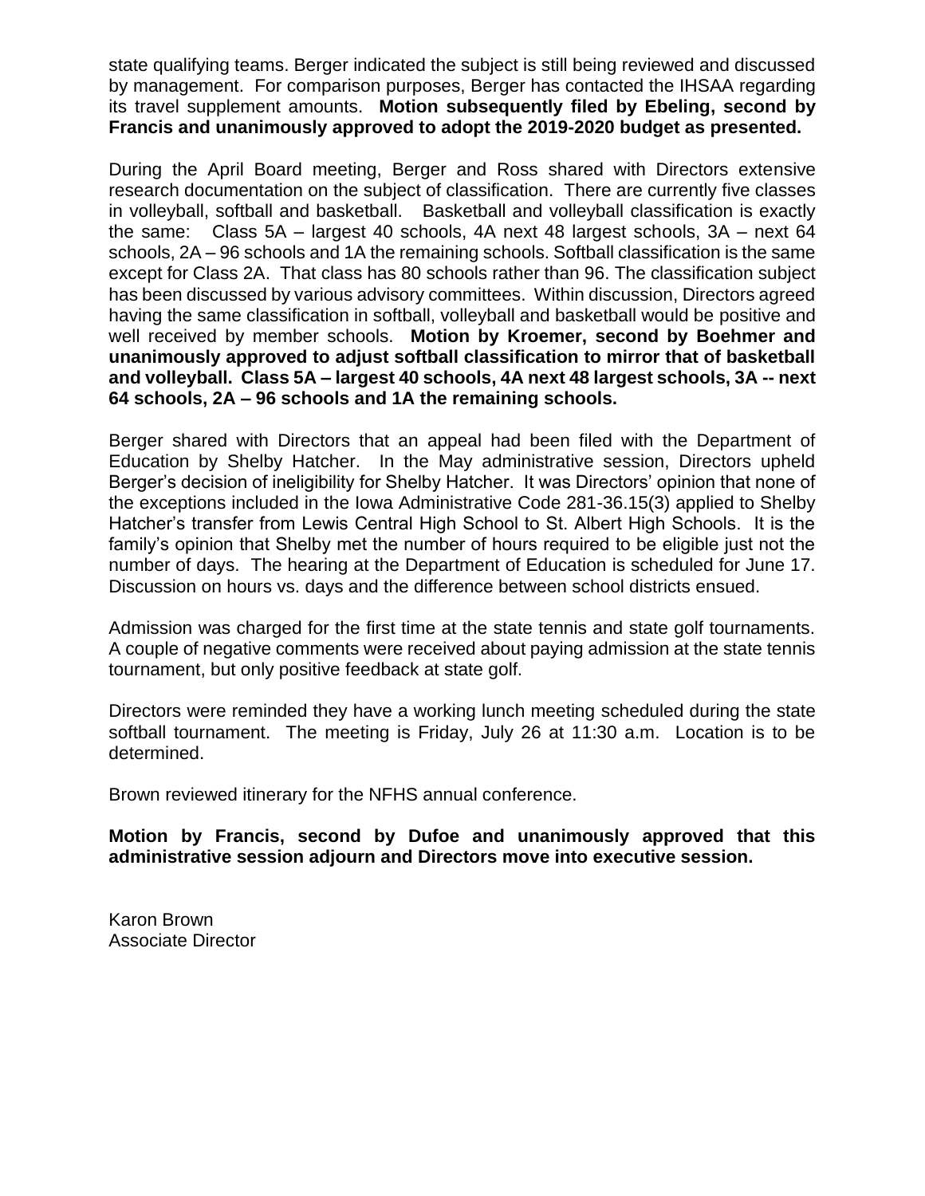state qualifying teams. Berger indicated the subject is still being reviewed and discussed by management. For comparison purposes, Berger has contacted the IHSAA regarding its travel supplement amounts. **Motion subsequently filed by Ebeling, second by Francis and unanimously approved to adopt the 2019-2020 budget as presented.**

During the April Board meeting, Berger and Ross shared with Directors extensive research documentation on the subject of classification. There are currently five classes in volleyball, softball and basketball. Basketball and volleyball classification is exactly the same: Class 5A – largest 40 schools, 4A next 48 largest schools, 3A – next 64 schools, 2A – 96 schools and 1A the remaining schools. Softball classification is the same except for Class 2A. That class has 80 schools rather than 96. The classification subject has been discussed by various advisory committees. Within discussion, Directors agreed having the same classification in softball, volleyball and basketball would be positive and well received by member schools. **Motion by Kroemer, second by Boehmer and unanimously approved to adjust softball classification to mirror that of basketball and volleyball. Class 5A – largest 40 schools, 4A next 48 largest schools, 3A -- next 64 schools, 2A – 96 schools and 1A the remaining schools.**

Berger shared with Directors that an appeal had been filed with the Department of Education by Shelby Hatcher. In the May administrative session, Directors upheld Berger's decision of ineligibility for Shelby Hatcher. It was Directors' opinion that none of the exceptions included in the Iowa Administrative Code 281-36.15(3) applied to Shelby Hatcher's transfer from Lewis Central High School to St. Albert High Schools. It is the family's opinion that Shelby met the number of hours required to be eligible just not the number of days. The hearing at the Department of Education is scheduled for June 17. Discussion on hours vs. days and the difference between school districts ensued.

Admission was charged for the first time at the state tennis and state golf tournaments. A couple of negative comments were received about paying admission at the state tennis tournament, but only positive feedback at state golf.

Directors were reminded they have a working lunch meeting scheduled during the state softball tournament. The meeting is Friday, July 26 at 11:30 a.m. Location is to be determined.

Brown reviewed itinerary for the NFHS annual conference.

**Motion by Francis, second by Dufoe and unanimously approved that this administrative session adjourn and Directors move into executive session.**

Karon Brown
Associate Director